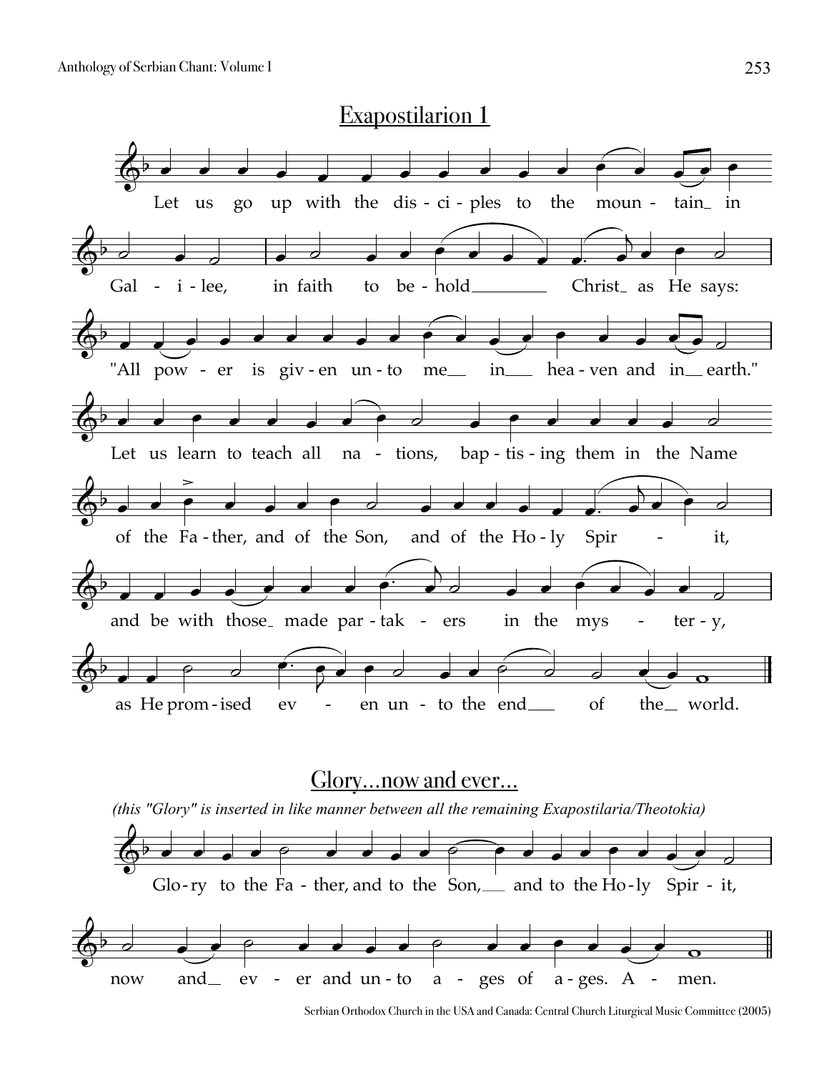## Exapostilarion 1

Let us go up with the disciples to the mountain in Galilee, in faith to behold Christ as He says: "All power is given unto me in heaven and in earth." Let us learn to teach all nations, baptising them in the Name of the Father, and of the Son, and of the Holy Spirit, and be with those made partakers in the mystery, as He promised even unto the end of the world.

## Glory...now and ever...

*(this "Glory" is inserted in like manner between all the remaining Exapostilaria/Theotokia)*

Glory to the Father, and to the Son, and to the Holy Spirit, now and ever and unto ages of ages. Amen.

Serbian Orthodox Church in the USA and Canada: Central Church Liturgical Music Committee (2005)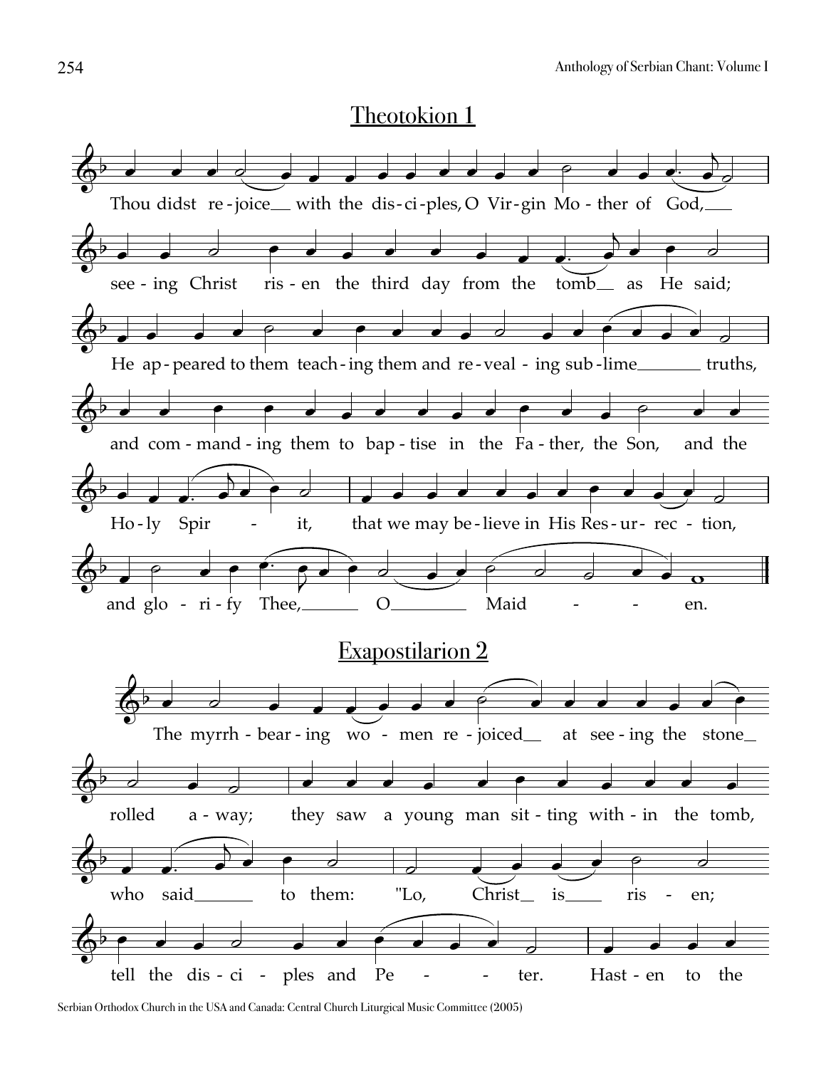## Theotokion 1

Thou didst re-joice with the dis-ci-ples, O Vir-gin Mo-ther of God, see-ing Christ ris-en the third day from the tomb as He said; He ap-peared to them teach-ing them and re-veal-ing sub-lime truths, and com-mand-ing them to bap-tise in the Fa-ther, the Son, and the Ho-ly Spir-it, that we may be-lieve in His Res-ur-rec-tion, and glo-ri-fy Thee, O Maid-en.

## Exapostilarion 2

The myrrh-bear-ing wo-men re-joiced at see-ing the stone rolled a-way; they saw a young man sit-ting with-in the tomb, who said to them: "Lo, Christ is ris-en; tell the dis-ci-ples and Pe-ter. Hast-en to the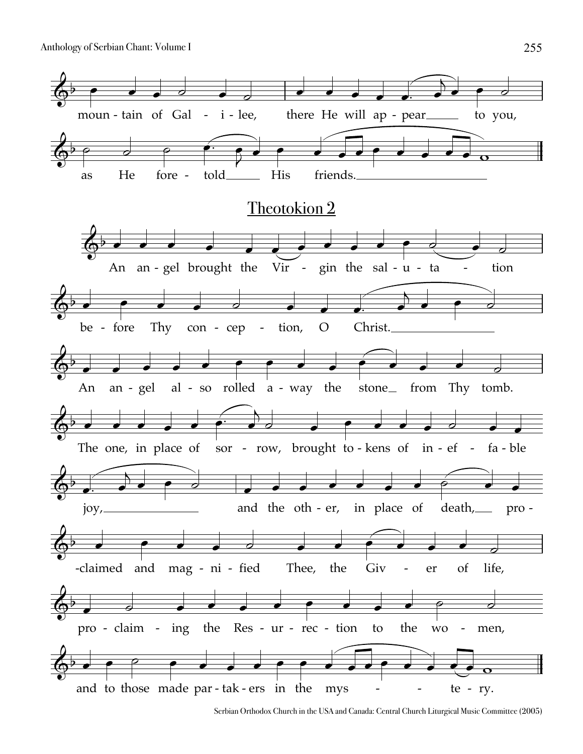mountain of Galilee, there He will appear to you, as He foretold His friends.

## Theotokion 2

An angel brought the Virgin the salutation before Thy conception, O Christ. An angel also rolled away the stone from Thy tomb. The one, in place of sorrow, brought tokens of ineffable joy, and the other, in place of death, proclaimed and magnified Thee, the Giver of life, proclaiming the Resurrection to the women, and to those made partakers in the mystery.

Serbian Orthodox Church in the USA and Canada: Central Church Liturgical Music Committee (2005)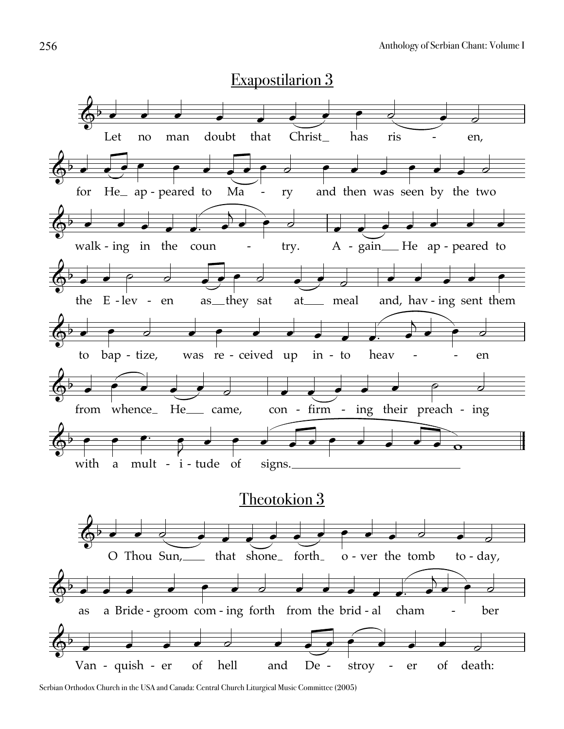## Exapostilarion 3

Let no man doubt that Christ has risen,

for He appeared to Mary and then was seen by the two

walking in the country. Again He appeared to

the Eleven as they sat at meal and, having sent them

to baptize, was received up into heaven

from whence He came, confirming their preaching

with a multitude of signs.

## Theotokion 3

O Thou Sun, that shone forth over the tomb today,

as a Bridegroom coming forth from the bridal chamber

Vanquisher of hell and Destroyer of death:

Serbian Orthodox Church in the USA and Canada: Central Church Liturgical Music Committee (2005)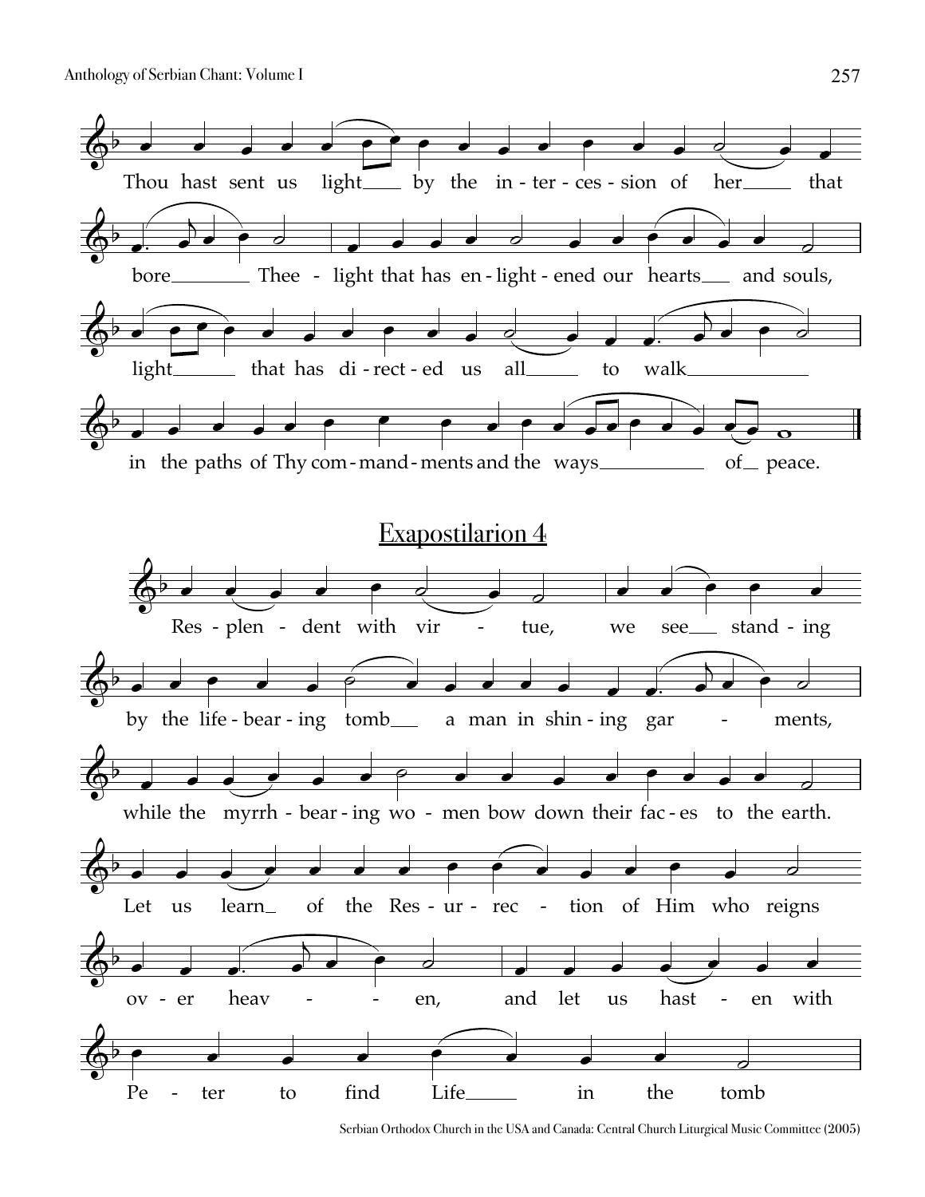Thou hast sent us light by the intercession of her that bore Thee - light that has enlightened our hearts and souls, light that has directed us all to walk in the paths of Thy commandments and the ways of peace.

## Exapostilarion 4

Resplendent with virtue, we see standing by the life-bearing tomb a man in shining garments, while the myrrh-bearing women bow down their faces to the earth. Let us learn of the Resurrection of Him who reigns over heaven, and let us hasten with Peter to find Life in the tomb

Serbian Orthodox Church in the USA and Canada: Central Church Liturgical Music Committee (2005)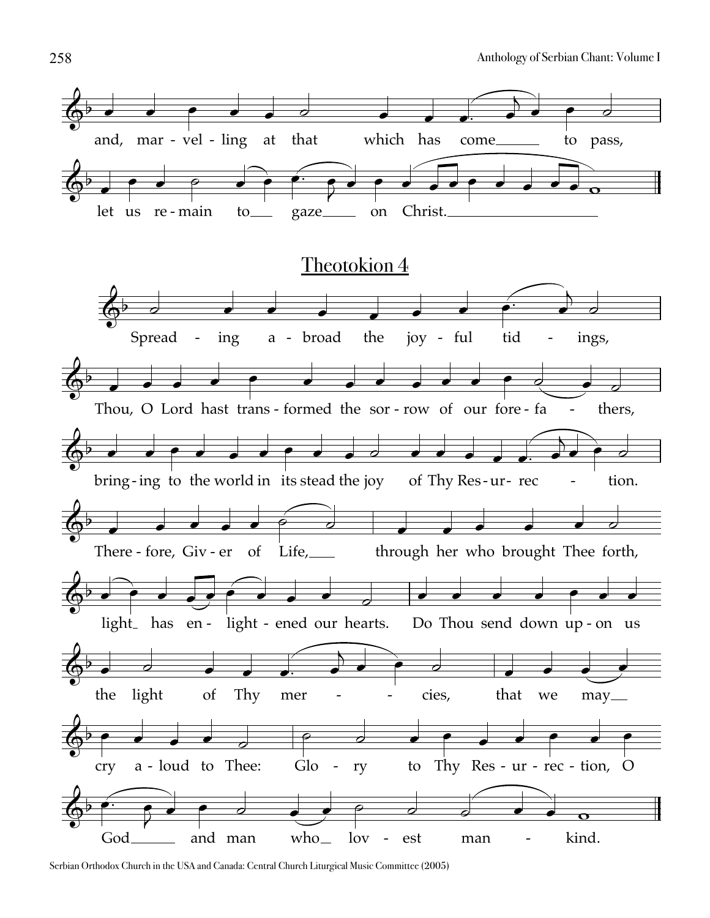and, marveling at that which has come to pass,

let us remain to gaze on Christ.

## Theotokion 4

Spreading abroad the joyful tidings,

Thou, O Lord hast transformed the sorrow of our forefathers,

bringing to the world in its stead the joy of Thy Resurrection.

Therefore, Giver of Life, through her who brought Thee forth,

light has enlightened our hearts. Do Thou send down upon us

the light of Thy mercies, that we may

cry aloud to Thee: Glory to Thy Resurrection, O

God and man who lovest mankind.

Serbian Orthodox Church in the USA and Canada: Central Church Liturgical Music Committee (2005)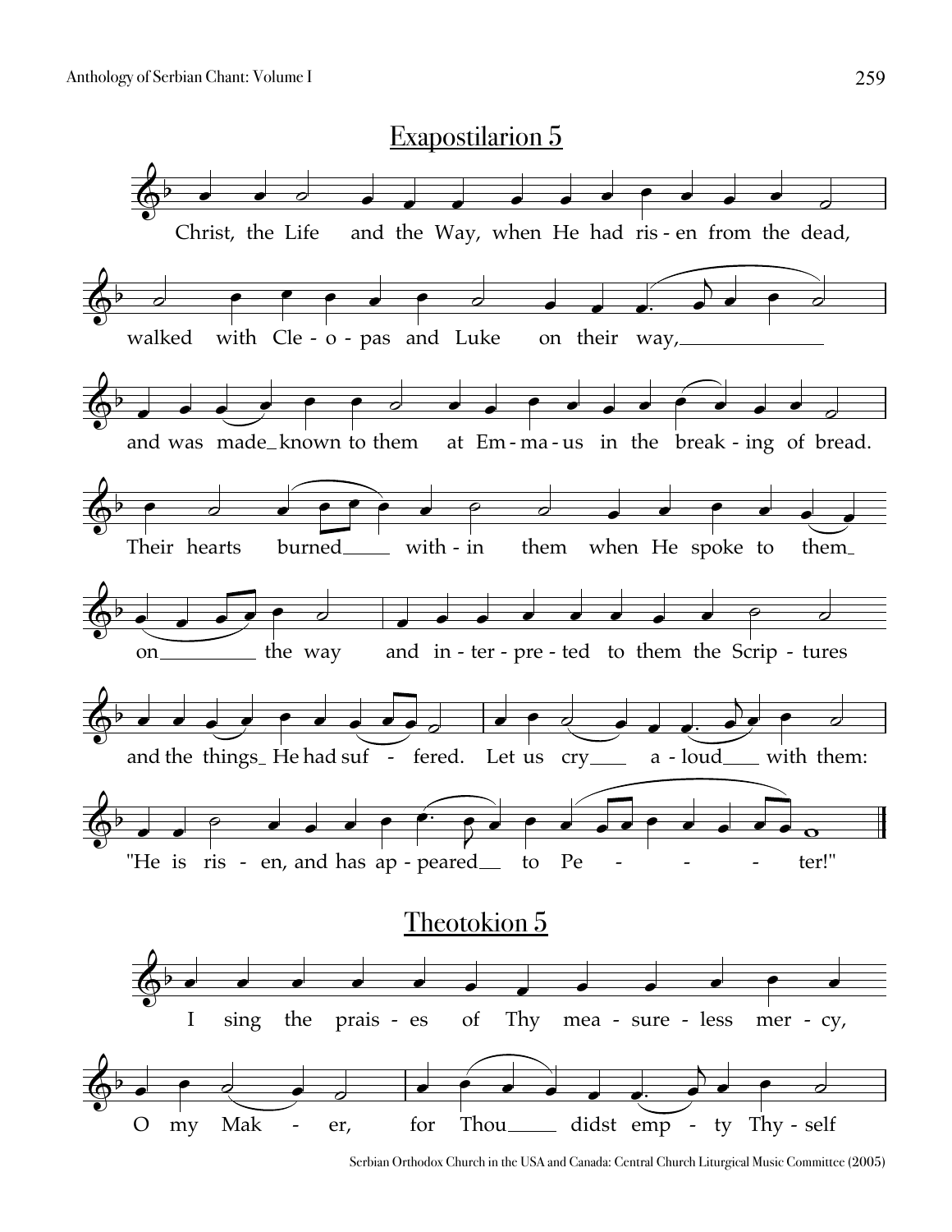## Exapostilarion 5

Christ, the Life and the Way, when He had ris - en from the dead,

walked with Cle - o - pas and Luke on their way,\_\_\_\_\_\_\_\_\_\_\_\_\_\_\_

and was made_known to them at Em - ma - us in the break - ing of bread.

Their hearts burned\_\_\_\_ with - in them when He spoke to them_

on\_\_\_\_\_\_\_\_\_\_ the way and in - ter - pre - ted to them the Scrip - tures

and the things_ He had suf - fered. Let us cry\_\_\_ a - loud\_\_\_ with them:

"He is ris - en, and has ap - peared\_\_ to Pe - - - ter!"

## Theotokion 5

I sing the prais - es of Thy mea - sure - less mer - cy,

O my Mak - er, for Thou\_\_\_\_ didst emp - ty Thy - self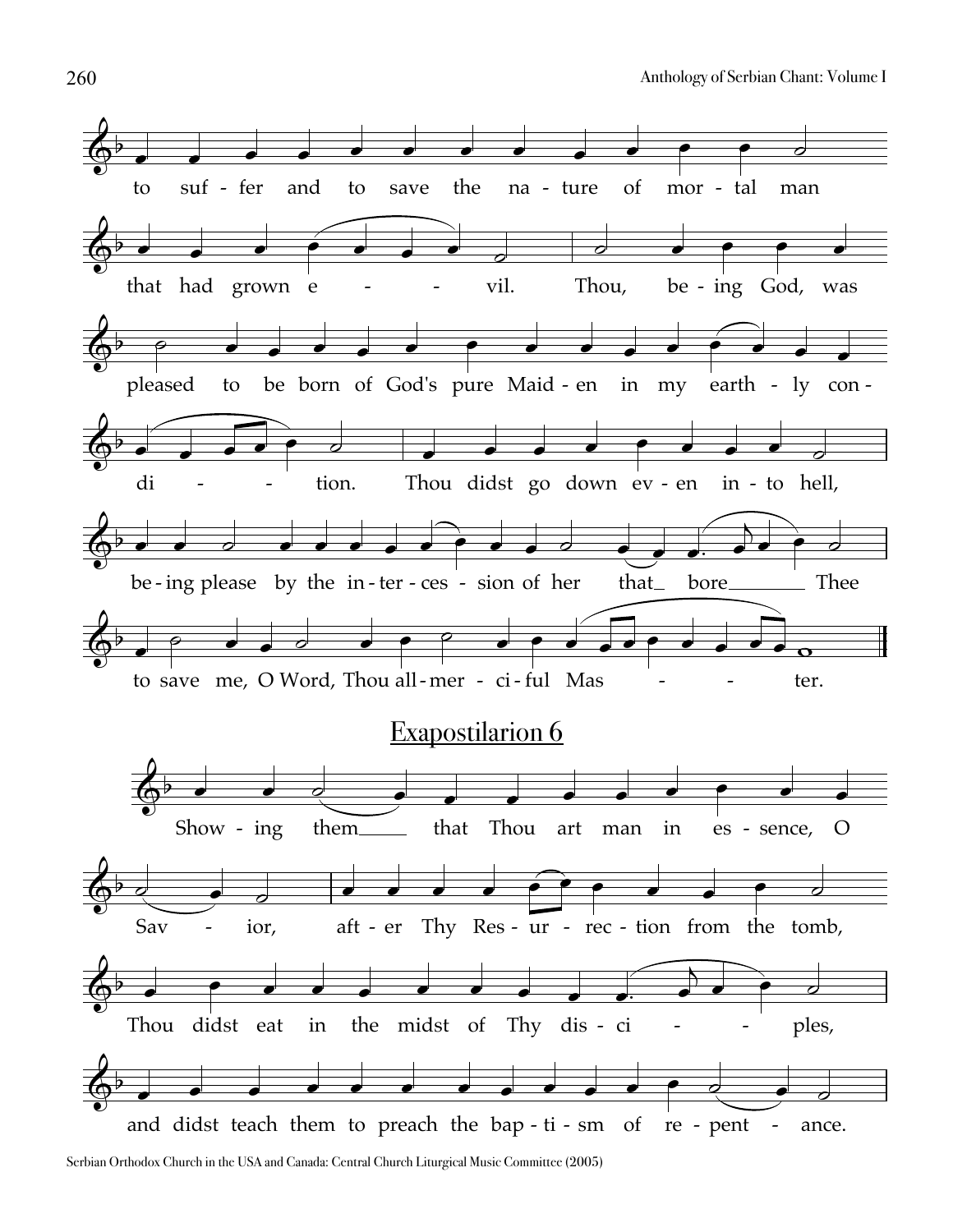to suf - fer and to save the na - ture of mor - tal man

that had grown e - - vil. Thou, be - ing God, was

pleased to be born of God's pure Maid - en in my earth - ly con -

di - - - tion. Thou didst go down ev - en in - to hell,

be - ing please by the in - ter - ces - sion of her that_ bore_____ Thee

to save me, O Word, Thou all - mer - ci - ful Mas - - - ter.

## Exapostilarion 6

Show - ing them_____ that Thou art man in es - sence, O

Sav - ior, aft - er Thy Res - ur - rec - tion from the tomb,

Thou didst eat in the midst of Thy dis - ci - - ples,

and didst teach them to preach the bap - ti - sm of re - pent - ance.

Serbian Orthodox Church in the USA and Canada: Central Church Liturgical Music Committee (2005)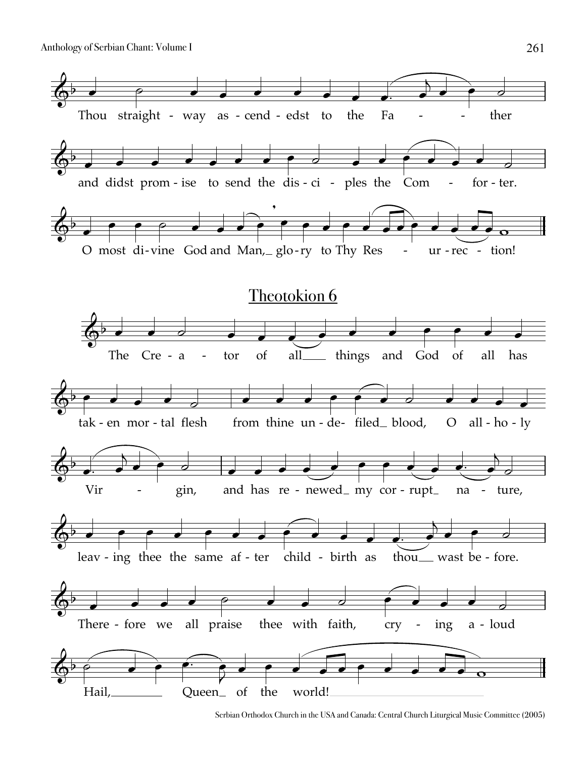Thou straight - way as - cend - edst to the Fa - - ther

and didst prom - ise to send the dis - ci - ples the Com - for - ter.

O most di - vine God and Man, glo - ry to Thy Res - ur - rec - tion!

## Theotokion 6

The Cre - a - tor of all things and God of all has

tak - en mor - tal flesh from thine un - de - filed blood, O all - ho - ly

Vir - gin, and has re - newed my cor - rupt na - ture,

leav - ing thee the same af - ter child - birth as thou wast be - fore.

There - fore we all praise thee with faith, cry - ing a - loud

Hail, Queen of the world!

Serbian Orthodox Church in the USA and Canada: Central Church Liturgical Music Committee (2005)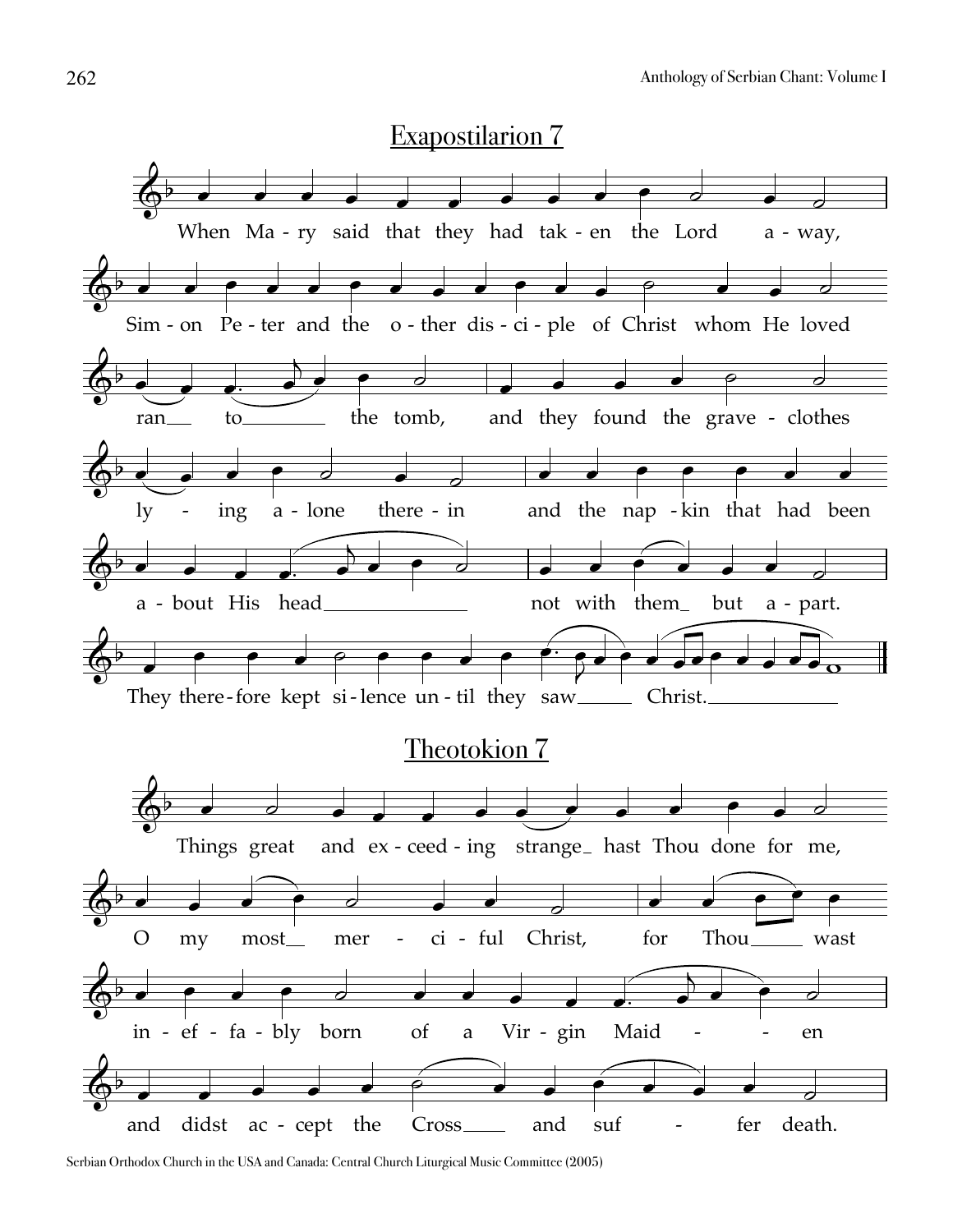## Exapostilarion 7

When Ma - ry said that they had tak - en the Lord a - way,

Sim - on Pe - ter and the o - ther dis - ci - ple of Christ whom He loved

ran__ to______ the tomb, and they found the grave - clothes

ly - ing a - lone there - in and the nap - kin that had been

a - bout His head____________ not with them_ but a - part.

They there - fore kept si - lence un - til they saw_____ Christ.__________

## Theotokion 7

Things great and ex - ceed - ing strange_ hast Thou done for me,

O my most__ mer - ci - ful Christ, for Thou_____ wast

in - ef - fa - bly born of a Vir - gin Maid - - en

and didst ac - cept the Cross____ and suf - fer death.

Serbian Orthodox Church in the USA and Canada: Central Church Liturgical Music Committee (2005)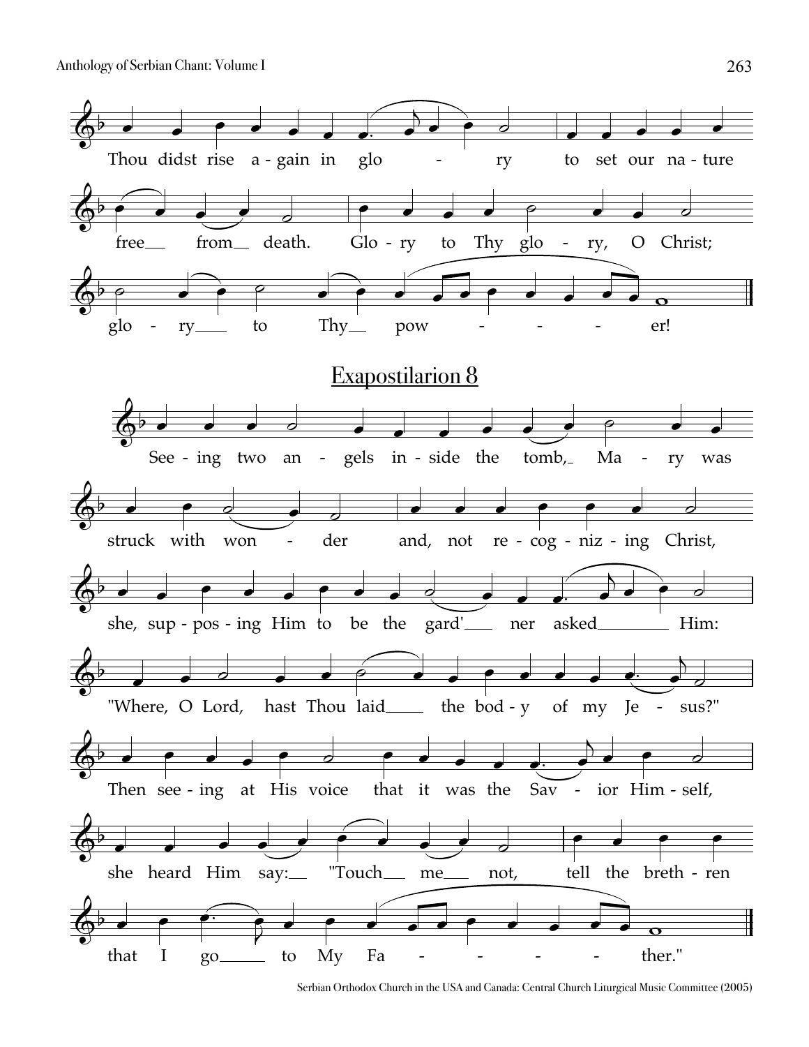Thou didst rise a-gain in glo - ry to set our na-ture free from death. Glo-ry to Thy glo - ry, O Christ; glo - ry to Thy pow - - - - er!

## Exapostilarion 8

See-ing two an - gels in-side the tomb, Ma - ry was struck with won - der and, not re-cog-niz-ing Christ, she, sup-pos-ing Him to be the gard' ner asked Him: "Where, O Lord, hast Thou laid the bod-y of my Je - sus?" Then see-ing at His voice that it was the Sav - ior Him-self, she heard Him say: "Touch me not, tell the breth-ren that I go to My Fa - - - - - ther."

Serbian Orthodox Church in the USA and Canada: Central Church Liturgical Music Committee (2005)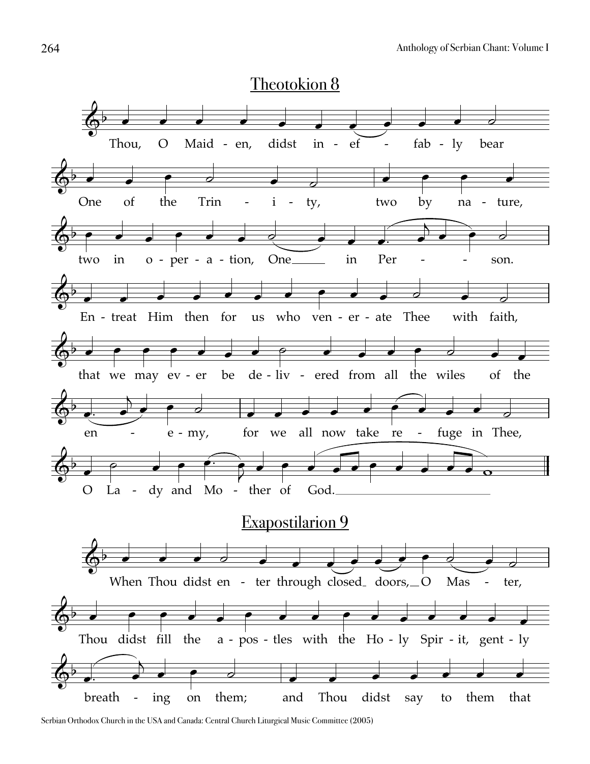## Theotokion 8

Thou, O Maid - en, didst in - ef - fab - ly bear

One of the Trin - i - ty, two by na - ture,

two in o - per - a - tion, One in Per - son.

En - treat Him then for us who ven - er - ate Thee with faith,

that we may ev - er be de - liv - ered from all the wiles of the

en - e - my, for we all now take re - fuge in Thee,

O La - dy and Mo - ther of God.

## Exapostilarion 9

When Thou didst en - ter through closed doors, O Mas - ter,

Thou didst fill the a - pos - tles with the Ho - ly Spir - it, gent - ly

breath - ing on them; and Thou didst say to them that

Serbian Orthodox Church in the USA and Canada: Central Church Liturgical Music Committee (2005)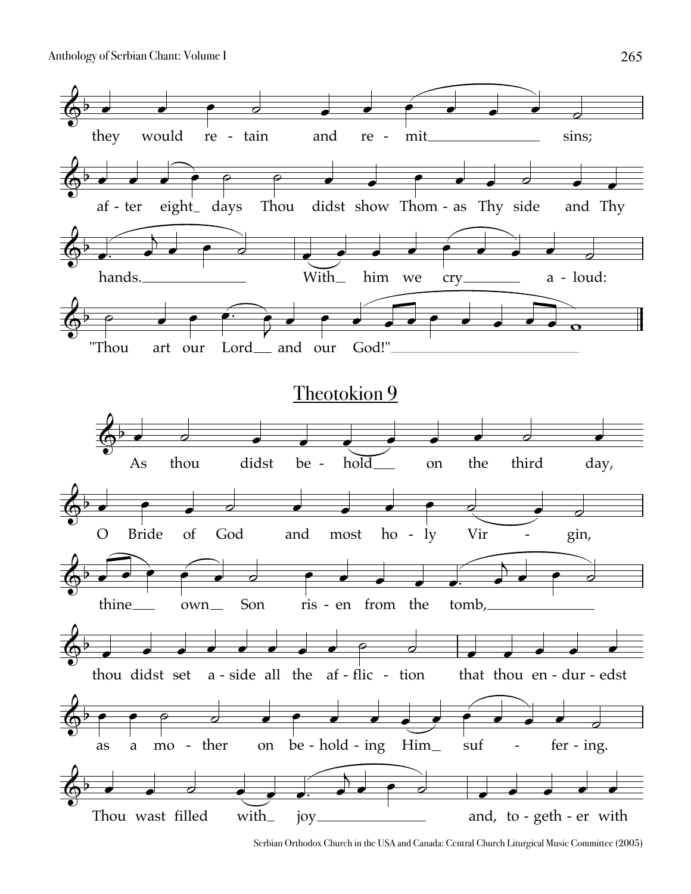they would retain and remit sins;

after eight days Thou didst show Thomas Thy side and Thy hands. With him we cry aloud: "Thou art our Lord and our God!"

## Theotokion 9

As thou didst behold on the third day, O Bride of God and most holy Virgin, thine own Son risen from the tomb, thou didst set aside all the affliction that thou enduredst as a mother on beholding Him suffering. Thou wast filled with joy and, together with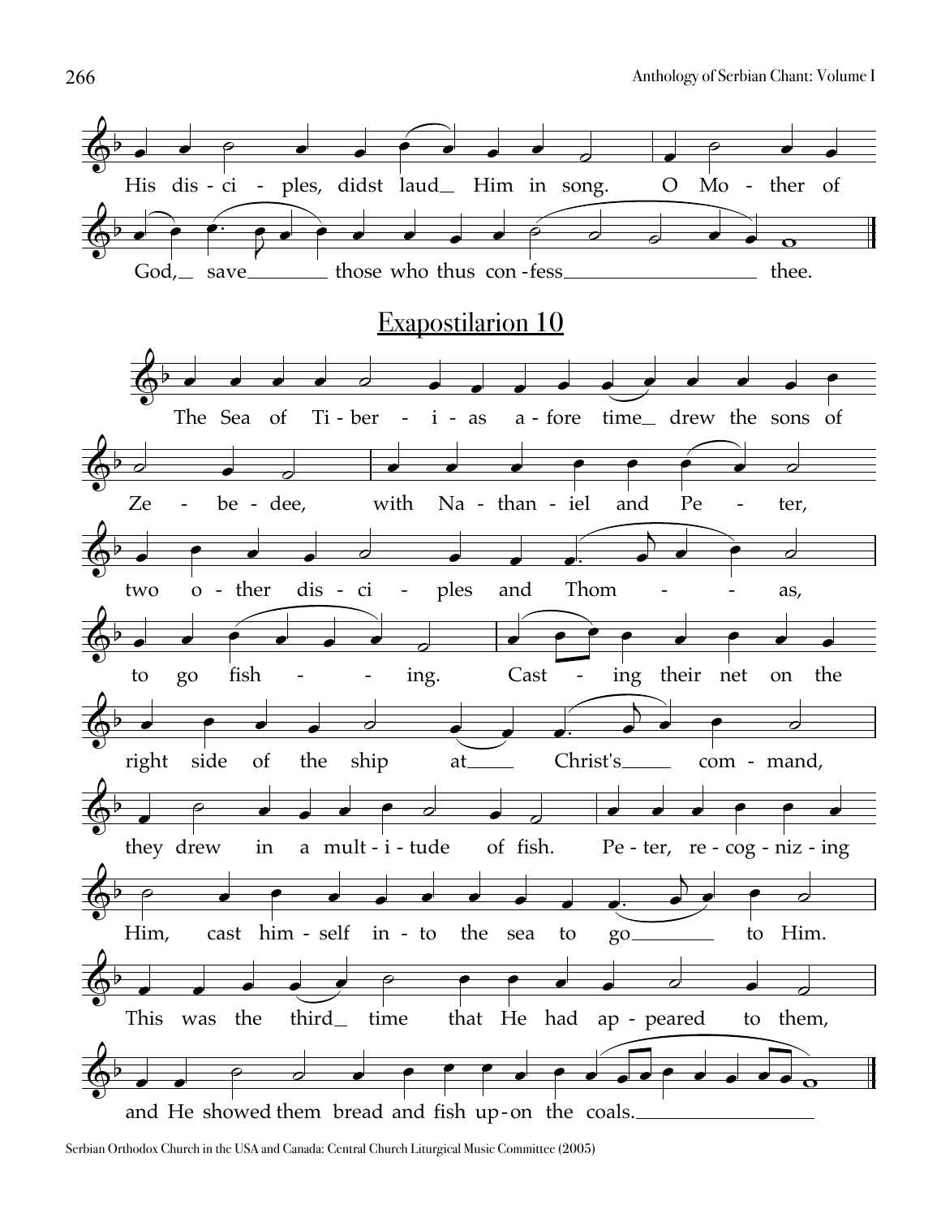His disciples, didst laud Him in song. O Mother of God, save those who thus confess thee.

## Exapostilarion 10

The Sea of Tiberias afore time drew the sons of Zebedee, with Nathaniel and Peter, two other disciples and Thomas, to go fishing. Casting their net on the right side of the ship at Christ's command, they drew in a multitude of fish. Peter, recognizing Him, cast himself into the sea to go to Him. This was the third time that He had appeared to them, and He showed them bread and fish upon the coals.

Serbian Orthodox Church in the USA and Canada: Central Church Liturgical Music Committee (2005)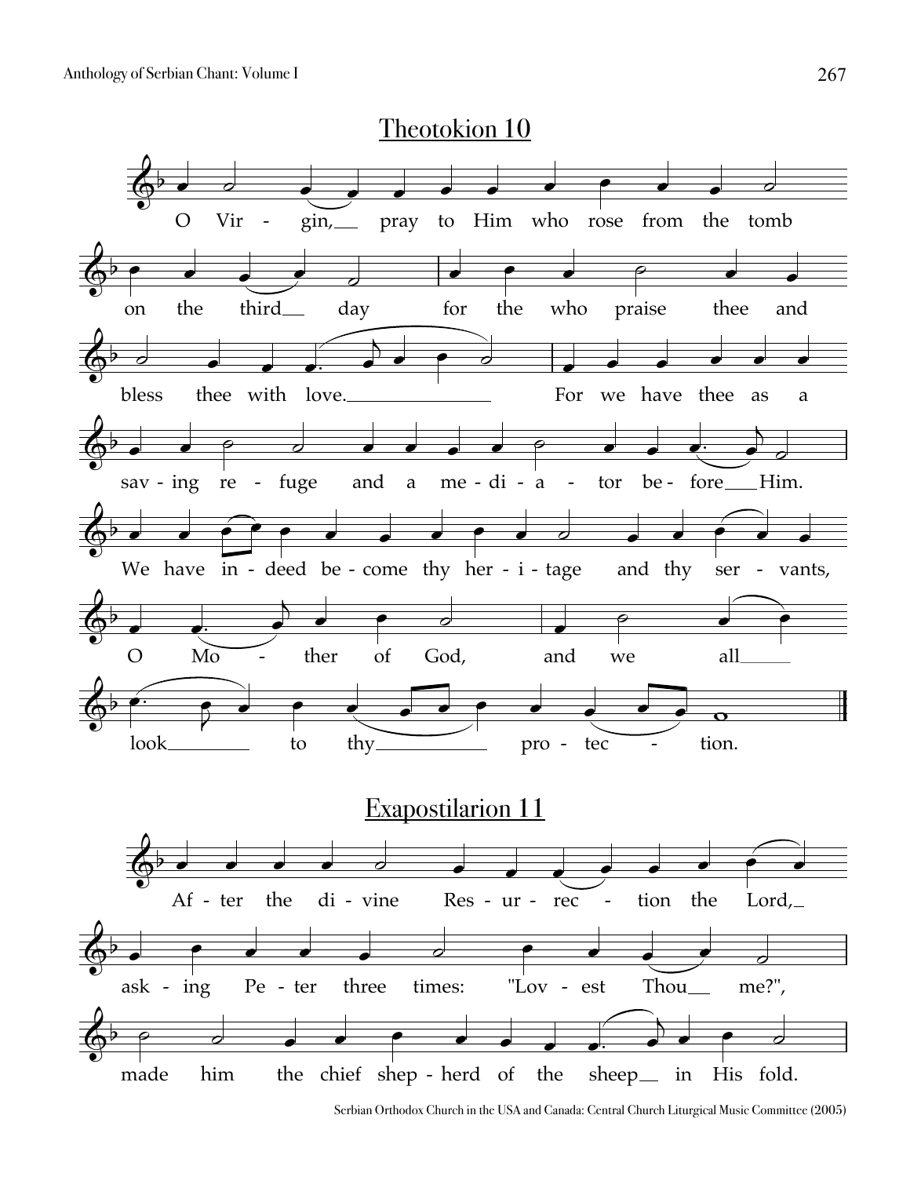## Theotokion 10

O Vir - gin, pray to Him who rose from the tomb on the third day for the who praise thee and bless thee with love. For we have thee as a sav - ing re - fuge and a me - di - a - tor be - fore Him. We have in - deed be - come thy her - i - tage and thy ser - vants, O Mo - ther of God, and we all look to thy pro - tec - tion.

## Exapostilarion 11

Af - ter the di - vine Res - ur - rec - tion the Lord, ask - ing Pe - ter three times: "Lov - est Thou me?", made him the chief shep - herd of the sheep in His fold.

Serbian Orthodox Church in the USA and Canada: Central Church Liturgical Music Committee (2005)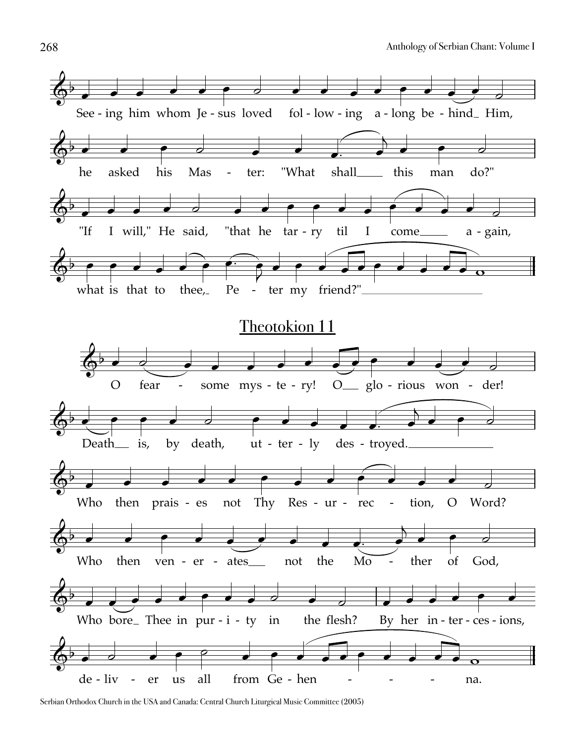See - ing him whom Je - sus loved fol - low - ing a - long be - hind_ Him,

he asked his Mas - ter: "What shall___ this man do?"

"If I will," He said, "that he tar - ry til I come___ a - gain,

what is that to thee,_ Pe - ter my friend?"___________________

## Theotokion 11

O fear - some mys - te - ry! O___ glo - rious won - der!

Death___ is, by death, ut - ter - ly des - troyed.______________

Who then prais - es not Thy Res - ur - rec - tion, O Word?

Who then ven - er - ates___ not the Mo - ther of God,

Who bore_ Thee in pur - i - ty in the flesh? By her in - ter - ces - ions,

de - liv - er us all from Ge - hen - - - - na.

Serbian Orthodox Church in the USA and Canada: Central Church Liturgical Music Committee (2005)